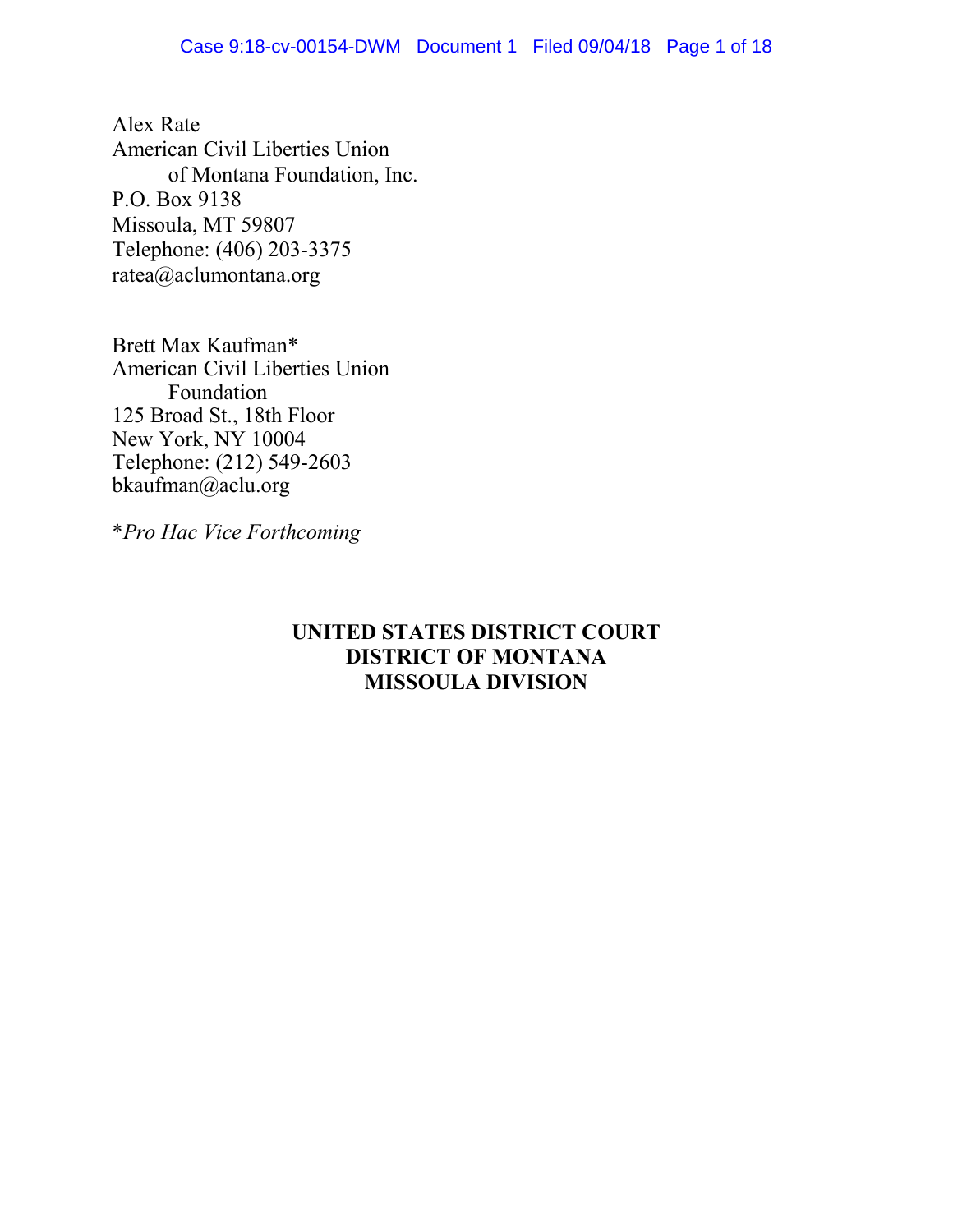Alex Rate
American Civil Liberties Union
of Montana Foundation, Inc.
P.O. Box 9138
Missoula, MT 59807
Telephone: (406) 203-3375
ratea@aclumontana.org

Brett Max Kaufman*
American Civil Liberties Union
Foundation
125 Broad St., 18th Floor
New York, NY 10004
Telephone: (212) 549-2603
bkaufman@aclu.org

*\*Pro Hac Vice Forthcoming*

**UNITED STATES DISTRICT COURT**
**DISTRICT OF MONTANA**
**MISSOULA DIVISION**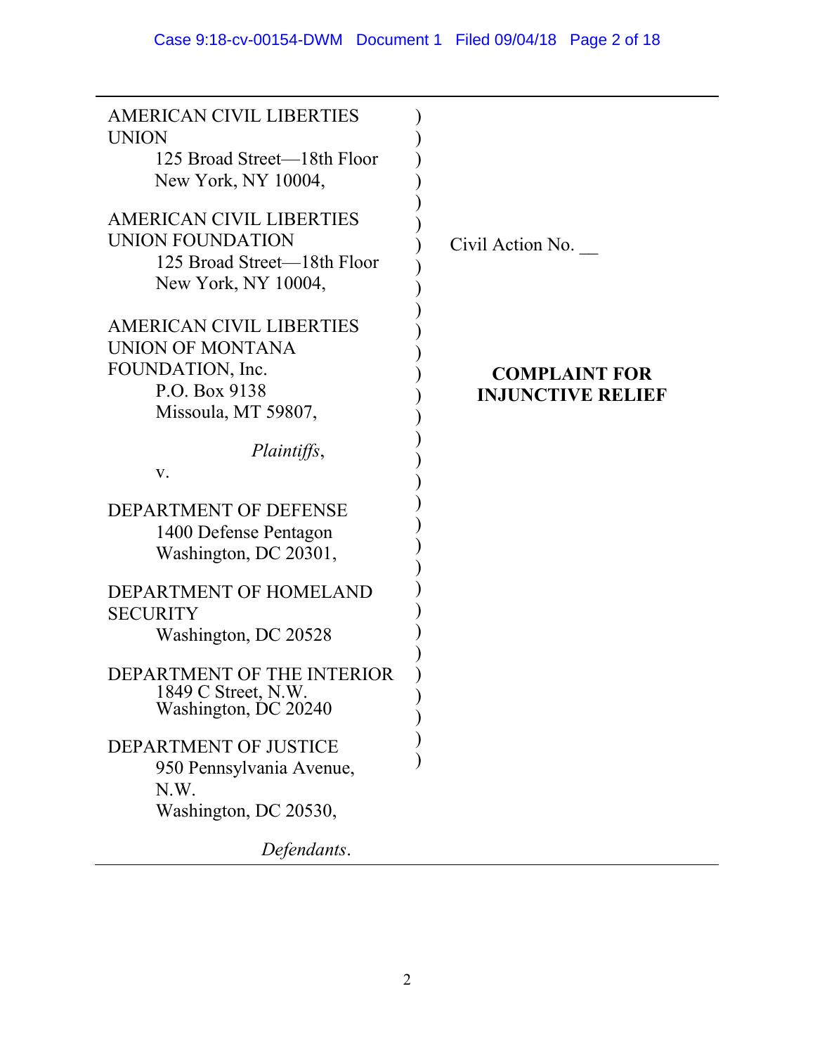AMERICAN CIVIL LIBERTIES UNION
125 Broad Street—18th Floor
New York, NY 10004,

AMERICAN CIVIL LIBERTIES UNION FOUNDATION
125 Broad Street—18th Floor
New York, NY 10004,

AMERICAN CIVIL LIBERTIES UNION OF MONTANA FOUNDATION, Inc.
P.O. Box 9138
Missoula, MT 59807,

*Plaintiffs*,

v.

DEPARTMENT OF DEFENSE
1400 Defense Pentagon
Washington, DC 20301,

DEPARTMENT OF HOMELAND SECURITY
Washington, DC 20528

DEPARTMENT OF THE INTERIOR
1849 C Street, N.W.
Washington, DC 20240

DEPARTMENT OF JUSTICE
950 Pennsylvania Avenue, N.W.
Washington, DC 20530,

*Defendants*.

Civil Action No. __

**COMPLAINT FOR INJUNCTIVE RELIEF**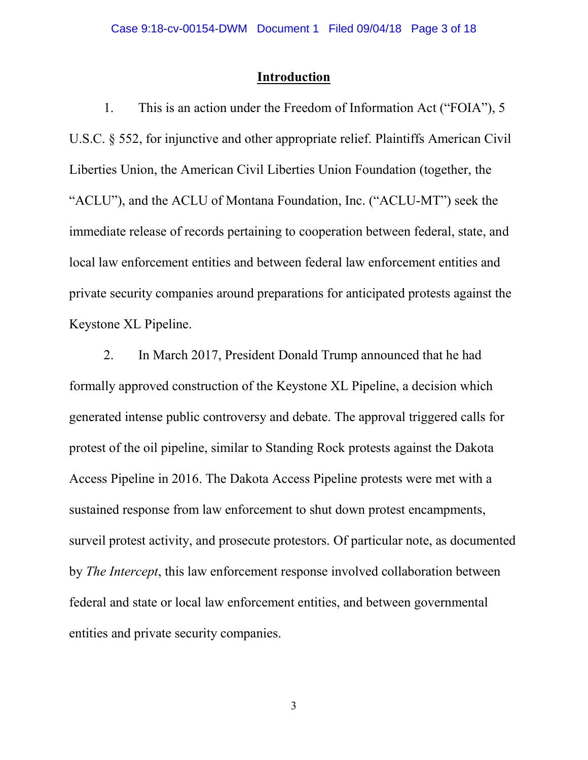## Introduction

1. This is an action under the Freedom of Information Act ("FOIA"), 5 U.S.C. § 552, for injunctive and other appropriate relief. Plaintiffs American Civil Liberties Union, the American Civil Liberties Union Foundation (together, the "ACLU"), and the ACLU of Montana Foundation, Inc. ("ACLU-MT") seek the immediate release of records pertaining to cooperation between federal, state, and local law enforcement entities and between federal law enforcement entities and private security companies around preparations for anticipated protests against the Keystone XL Pipeline.

2. In March 2017, President Donald Trump announced that he had formally approved construction of the Keystone XL Pipeline, a decision which generated intense public controversy and debate. The approval triggered calls for protest of the oil pipeline, similar to Standing Rock protests against the Dakota Access Pipeline in 2016. The Dakota Access Pipeline protests were met with a sustained response from law enforcement to shut down protest encampments, surveil protest activity, and prosecute protestors. Of particular note, as documented by *The Intercept*, this law enforcement response involved collaboration between federal and state or local law enforcement entities, and between governmental entities and private security companies.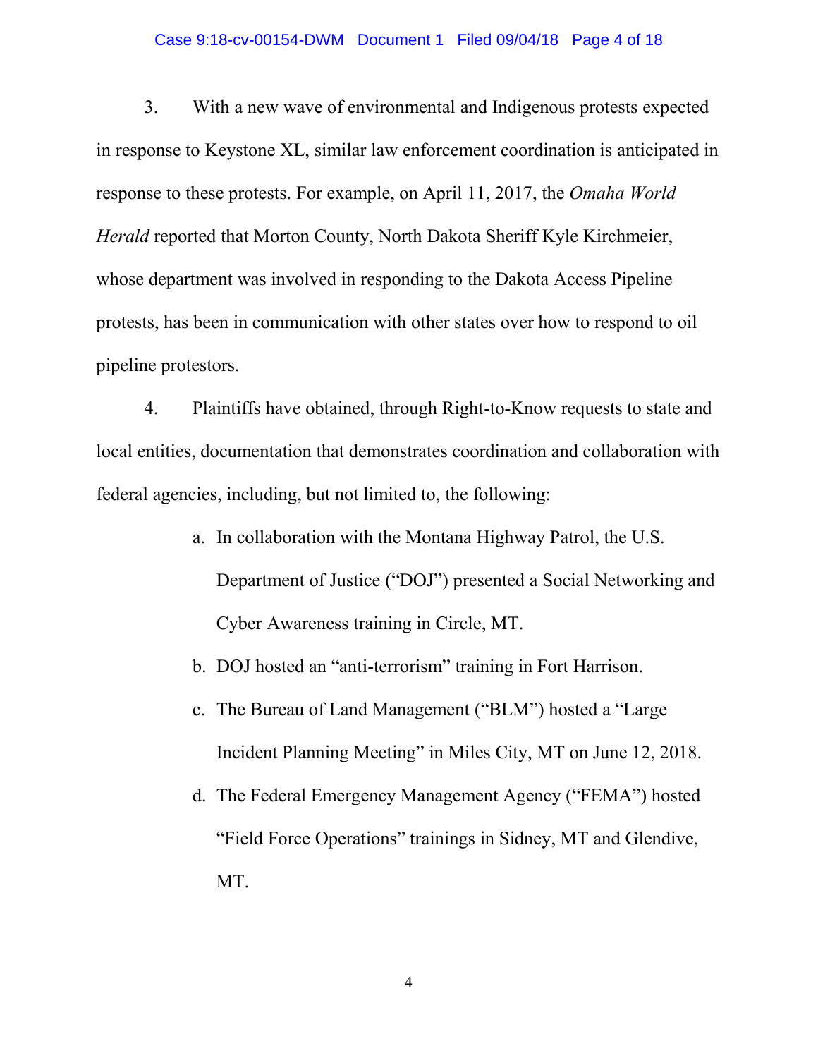3. With a new wave of environmental and Indigenous protests expected in response to Keystone XL, similar law enforcement coordination is anticipated in response to these protests. For example, on April 11, 2017, the *Omaha World Herald* reported that Morton County, North Dakota Sheriff Kyle Kirchmeier, whose department was involved in responding to the Dakota Access Pipeline protests, has been in communication with other states over how to respond to oil pipeline protestors.

4. Plaintiffs have obtained, through Right-to-Know requests to state and local entities, documentation that demonstrates coordination and collaboration with federal agencies, including, but not limited to, the following:

   a. In collaboration with the Montana Highway Patrol, the U.S. Department of Justice ("DOJ") presented a Social Networking and Cyber Awareness training in Circle, MT.

   b. DOJ hosted an "anti-terrorism" training in Fort Harrison.

   c. The Bureau of Land Management ("BLM") hosted a "Large Incident Planning Meeting" in Miles City, MT on June 12, 2018.

   d. The Federal Emergency Management Agency ("FEMA") hosted "Field Force Operations" trainings in Sidney, MT and Glendive, MT.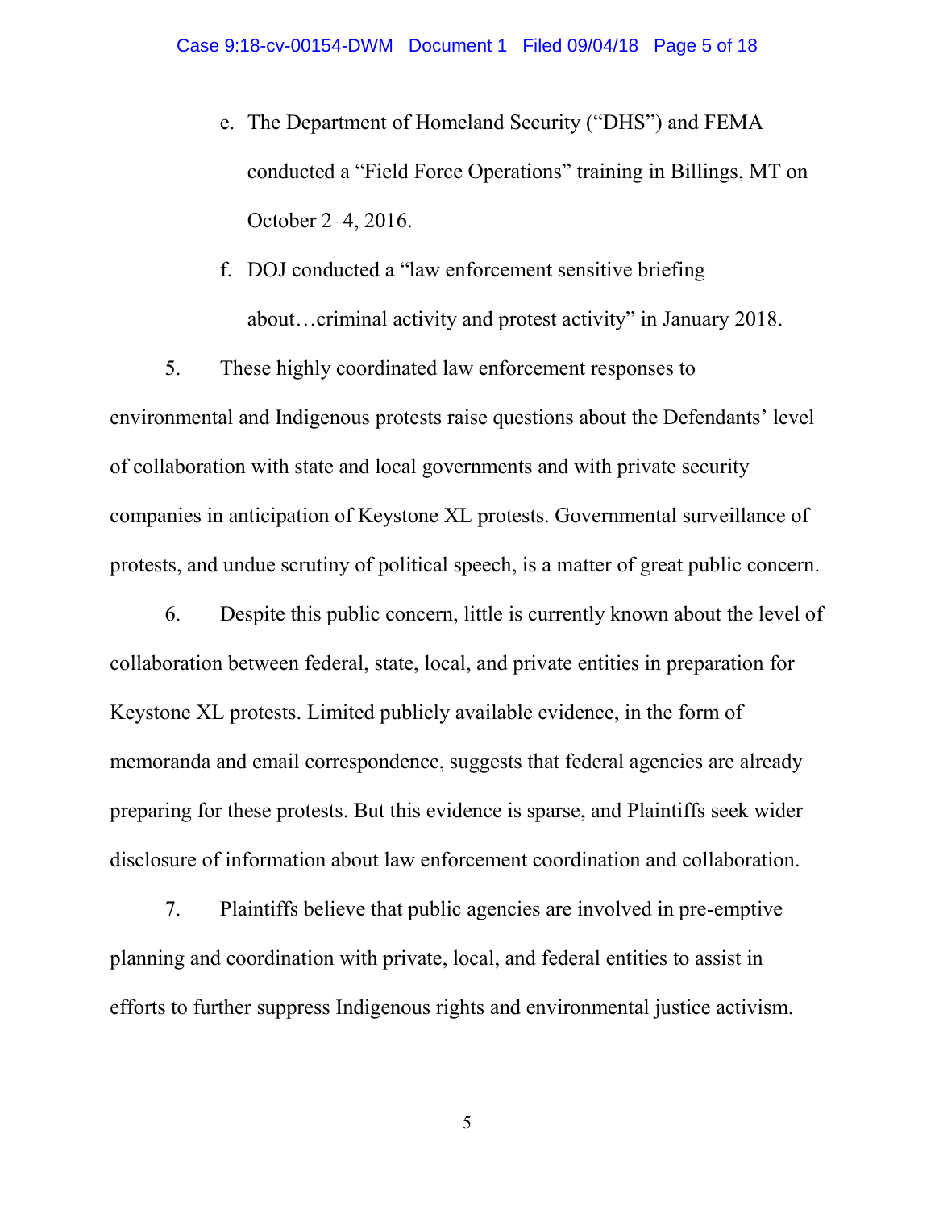e. The Department of Homeland Security ("DHS") and FEMA conducted a "Field Force Operations" training in Billings, MT on October 2–4, 2016.

f. DOJ conducted a "law enforcement sensitive briefing about…criminal activity and protest activity" in January 2018.

5. These highly coordinated law enforcement responses to environmental and Indigenous protests raise questions about the Defendants' level of collaboration with state and local governments and with private security companies in anticipation of Keystone XL protests. Governmental surveillance of protests, and undue scrutiny of political speech, is a matter of great public concern.

6. Despite this public concern, little is currently known about the level of collaboration between federal, state, local, and private entities in preparation for Keystone XL protests. Limited publicly available evidence, in the form of memoranda and email correspondence, suggests that federal agencies are already preparing for these protests. But this evidence is sparse, and Plaintiffs seek wider disclosure of information about law enforcement coordination and collaboration.

7. Plaintiffs believe that public agencies are involved in pre-emptive planning and coordination with private, local, and federal entities to assist in efforts to further suppress Indigenous rights and environmental justice activism.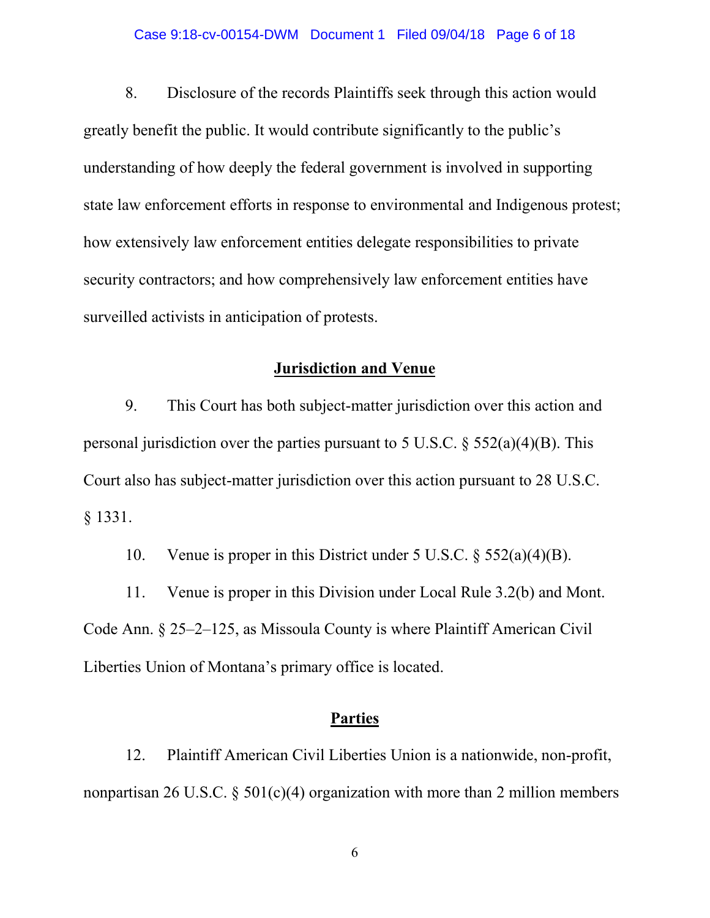8. Disclosure of the records Plaintiffs seek through this action would greatly benefit the public. It would contribute significantly to the public's understanding of how deeply the federal government is involved in supporting state law enforcement efforts in response to environmental and Indigenous protest; how extensively law enforcement entities delegate responsibilities to private security contractors; and how comprehensively law enforcement entities have surveilled activists in anticipation of protests.

## Jurisdiction and Venue

9. This Court has both subject-matter jurisdiction over this action and personal jurisdiction over the parties pursuant to 5 U.S.C. § 552(a)(4)(B). This Court also has subject-matter jurisdiction over this action pursuant to 28 U.S.C. § 1331.

10. Venue is proper in this District under 5 U.S.C. § 552(a)(4)(B).

11. Venue is proper in this Division under Local Rule 3.2(b) and Mont. Code Ann. § 25–2–125, as Missoula County is where Plaintiff American Civil Liberties Union of Montana's primary office is located.

## Parties

12. Plaintiff American Civil Liberties Union is a nationwide, non-profit, nonpartisan 26 U.S.C. § 501(c)(4) organization with more than 2 million members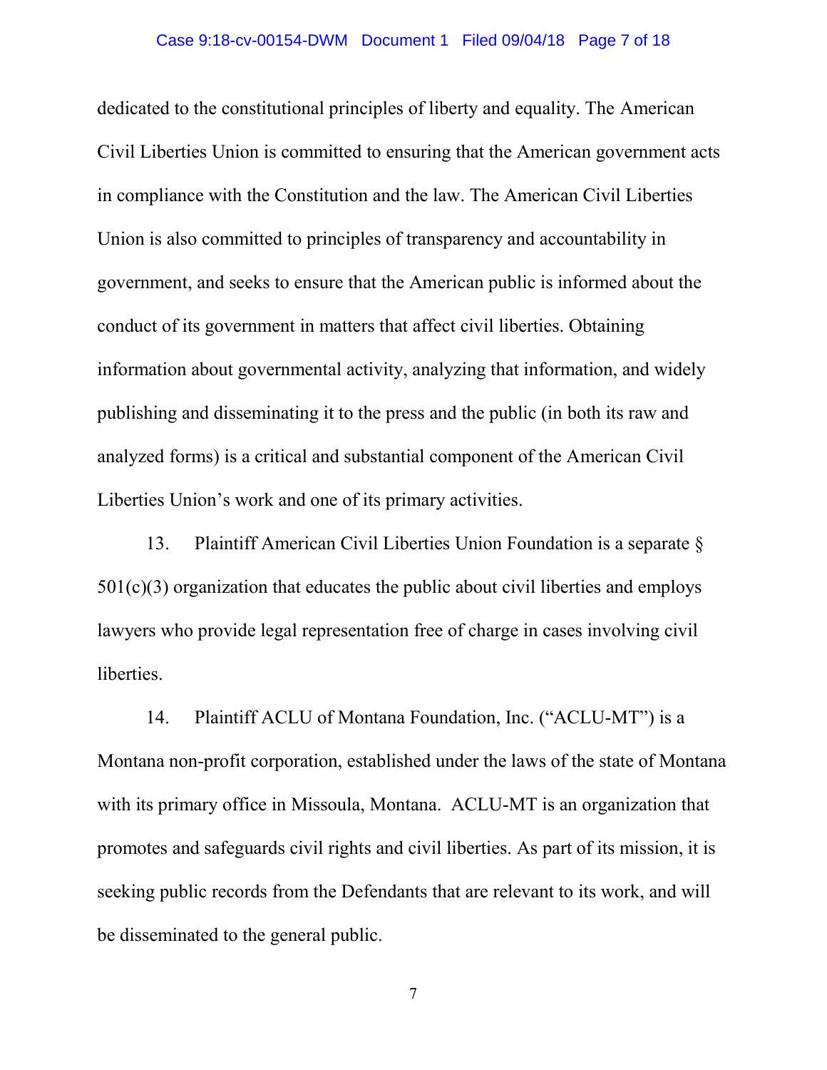dedicated to the constitutional principles of liberty and equality. The American Civil Liberties Union is committed to ensuring that the American government acts in compliance with the Constitution and the law. The American Civil Liberties Union is also committed to principles of transparency and accountability in government, and seeks to ensure that the American public is informed about the conduct of its government in matters that affect civil liberties. Obtaining information about governmental activity, analyzing that information, and widely publishing and disseminating it to the press and the public (in both its raw and analyzed forms) is a critical and substantial component of the American Civil Liberties Union's work and one of its primary activities.

13. Plaintiff American Civil Liberties Union Foundation is a separate § 501(c)(3) organization that educates the public about civil liberties and employs lawyers who provide legal representation free of charge in cases involving civil liberties.

14. Plaintiff ACLU of Montana Foundation, Inc. ("ACLU-MT") is a Montana non-profit corporation, established under the laws of the state of Montana with its primary office in Missoula, Montana. ACLU-MT is an organization that promotes and safeguards civil rights and civil liberties. As part of its mission, it is seeking public records from the Defendants that are relevant to its work, and will be disseminated to the general public.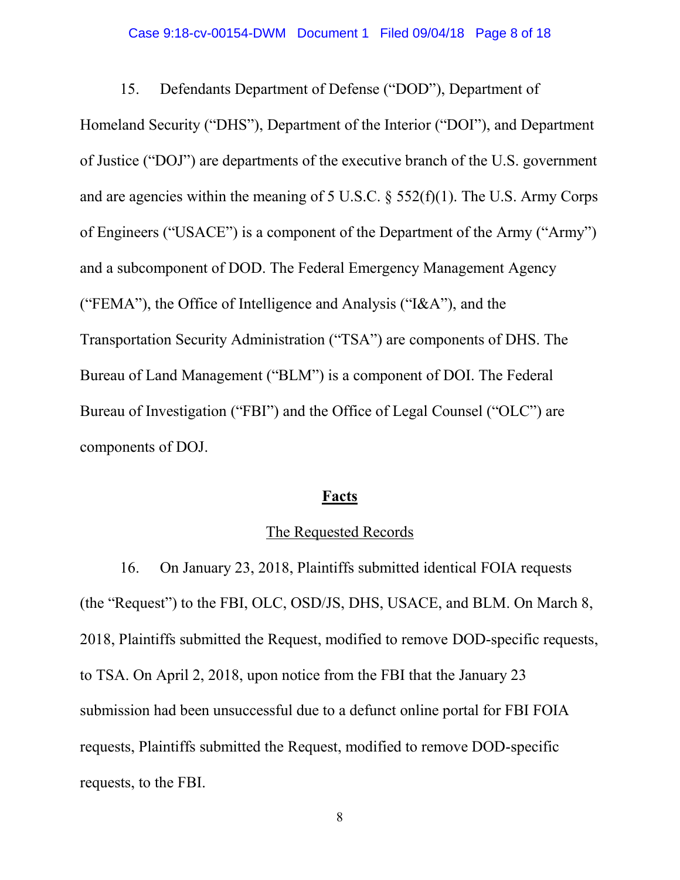15. Defendants Department of Defense ("DOD"), Department of Homeland Security ("DHS"), Department of the Interior ("DOI"), and Department of Justice ("DOJ") are departments of the executive branch of the U.S. government and are agencies within the meaning of 5 U.S.C. § 552(f)(1). The U.S. Army Corps of Engineers ("USACE") is a component of the Department of the Army ("Army") and a subcomponent of DOD. The Federal Emergency Management Agency ("FEMA"), the Office of Intelligence and Analysis ("I&A"), and the Transportation Security Administration ("TSA") are components of DHS. The Bureau of Land Management ("BLM") is a component of DOI. The Federal Bureau of Investigation ("FBI") and the Office of Legal Counsel ("OLC") are components of DOJ.

## Facts

### The Requested Records

16. On January 23, 2018, Plaintiffs submitted identical FOIA requests (the "Request") to the FBI, OLC, OSD/JS, DHS, USACE, and BLM. On March 8, 2018, Plaintiffs submitted the Request, modified to remove DOD-specific requests, to TSA. On April 2, 2018, upon notice from the FBI that the January 23 submission had been unsuccessful due to a defunct online portal for FBI FOIA requests, Plaintiffs submitted the Request, modified to remove DOD-specific requests, to the FBI.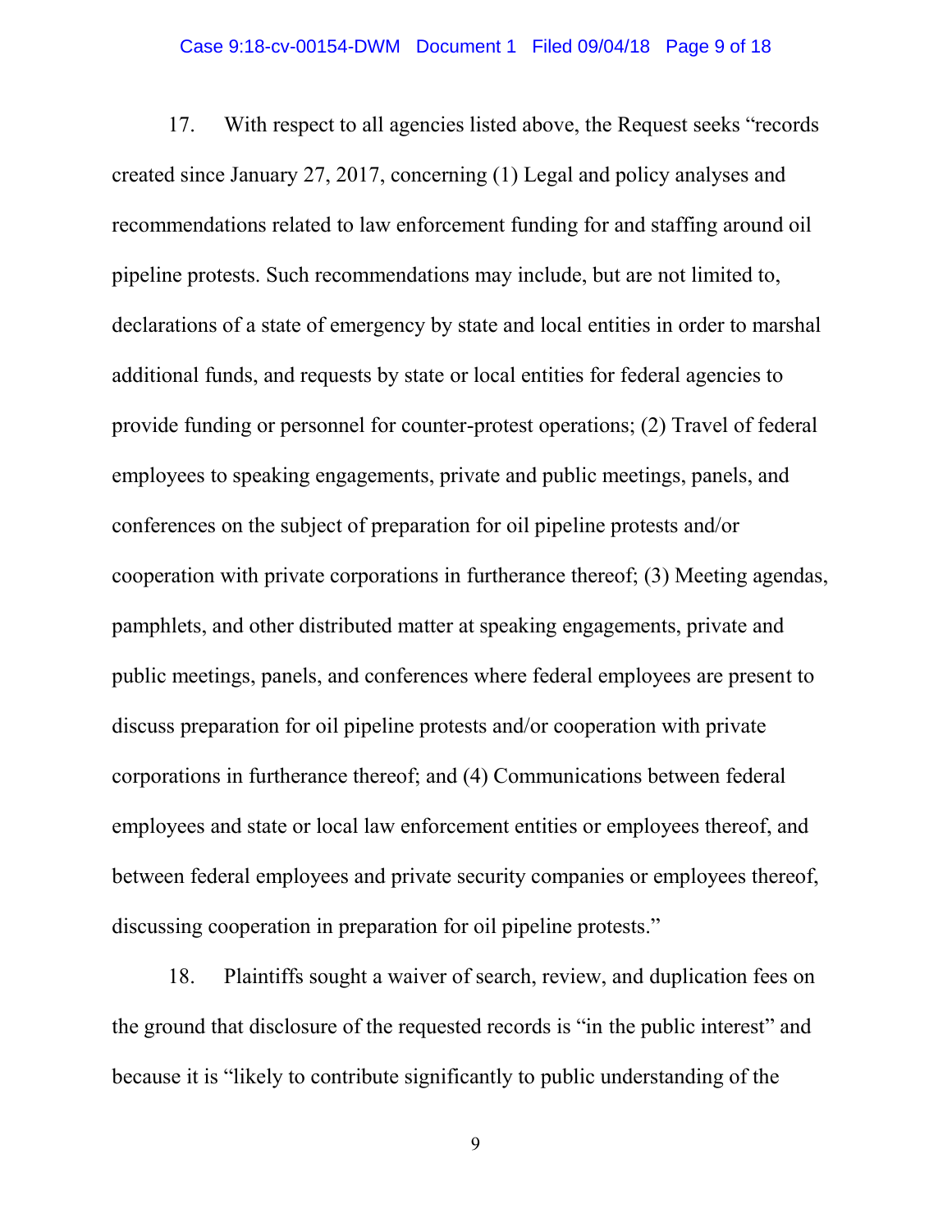17. With respect to all agencies listed above, the Request seeks "records created since January 27, 2017, concerning (1) Legal and policy analyses and recommendations related to law enforcement funding for and staffing around oil pipeline protests. Such recommendations may include, but are not limited to, declarations of a state of emergency by state and local entities in order to marshal additional funds, and requests by state or local entities for federal agencies to provide funding or personnel for counter-protest operations; (2) Travel of federal employees to speaking engagements, private and public meetings, panels, and conferences on the subject of preparation for oil pipeline protests and/or cooperation with private corporations in furtherance thereof; (3) Meeting agendas, pamphlets, and other distributed matter at speaking engagements, private and public meetings, panels, and conferences where federal employees are present to discuss preparation for oil pipeline protests and/or cooperation with private corporations in furtherance thereof; and (4) Communications between federal employees and state or local law enforcement entities or employees thereof, and between federal employees and private security companies or employees thereof, discussing cooperation in preparation for oil pipeline protests."

18. Plaintiffs sought a waiver of search, review, and duplication fees on the ground that disclosure of the requested records is "in the public interest" and because it is "likely to contribute significantly to public understanding of the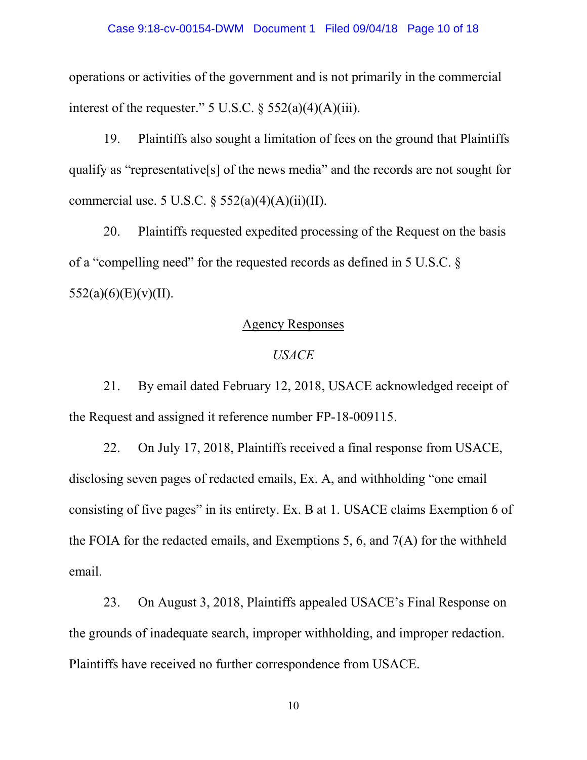operations or activities of the government and is not primarily in the commercial interest of the requester." 5 U.S.C. § 552(a)(4)(A)(iii).

19. Plaintiffs also sought a limitation of fees on the ground that Plaintiffs qualify as "representative[s] of the news media" and the records are not sought for commercial use. 5 U.S.C. § 552(a)(4)(A)(ii)(II).

20. Plaintiffs requested expedited processing of the Request on the basis of a "compelling need" for the requested records as defined in 5 U.S.C. § 552(a)(6)(E)(v)(II).

## Agency Responses

### *USACE*

21. By email dated February 12, 2018, USACE acknowledged receipt of the Request and assigned it reference number FP-18-009115.

22. On July 17, 2018, Plaintiffs received a final response from USACE, disclosing seven pages of redacted emails, Ex. A, and withholding "one email consisting of five pages" in its entirety. Ex. B at 1. USACE claims Exemption 6 of the FOIA for the redacted emails, and Exemptions 5, 6, and 7(A) for the withheld email.

23. On August 3, 2018, Plaintiffs appealed USACE's Final Response on the grounds of inadequate search, improper withholding, and improper redaction. Plaintiffs have received no further correspondence from USACE.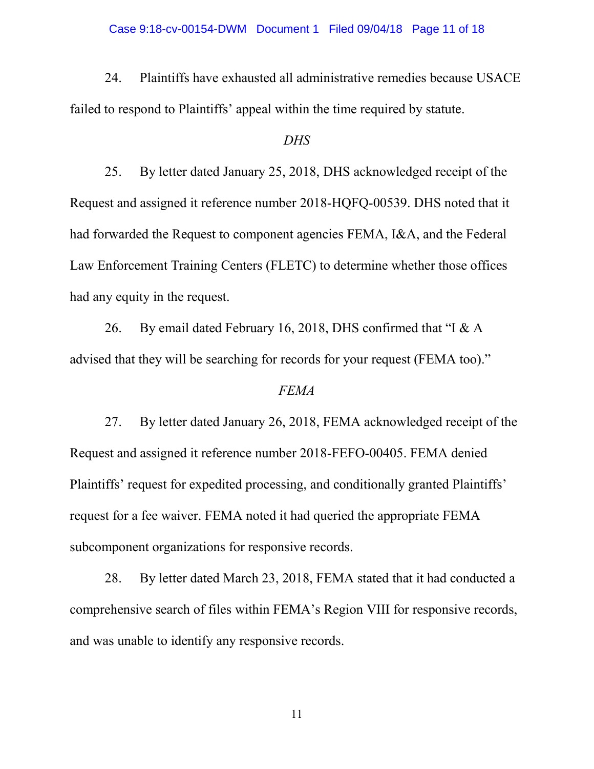24. Plaintiffs have exhausted all administrative remedies because USACE failed to respond to Plaintiffs' appeal within the time required by statute.

*DHS*

25. By letter dated January 25, 2018, DHS acknowledged receipt of the Request and assigned it reference number 2018-HQFQ-00539. DHS noted that it had forwarded the Request to component agencies FEMA, I&A, and the Federal Law Enforcement Training Centers (FLETC) to determine whether those offices had any equity in the request.

26. By email dated February 16, 2018, DHS confirmed that "I & A advised that they will be searching for records for your request (FEMA too)."

*FEMA*

27. By letter dated January 26, 2018, FEMA acknowledged receipt of the Request and assigned it reference number 2018-FEFO-00405. FEMA denied Plaintiffs' request for expedited processing, and conditionally granted Plaintiffs' request for a fee waiver. FEMA noted it had queried the appropriate FEMA subcomponent organizations for responsive records.

28. By letter dated March 23, 2018, FEMA stated that it had conducted a comprehensive search of files within FEMA's Region VIII for responsive records, and was unable to identify any responsive records.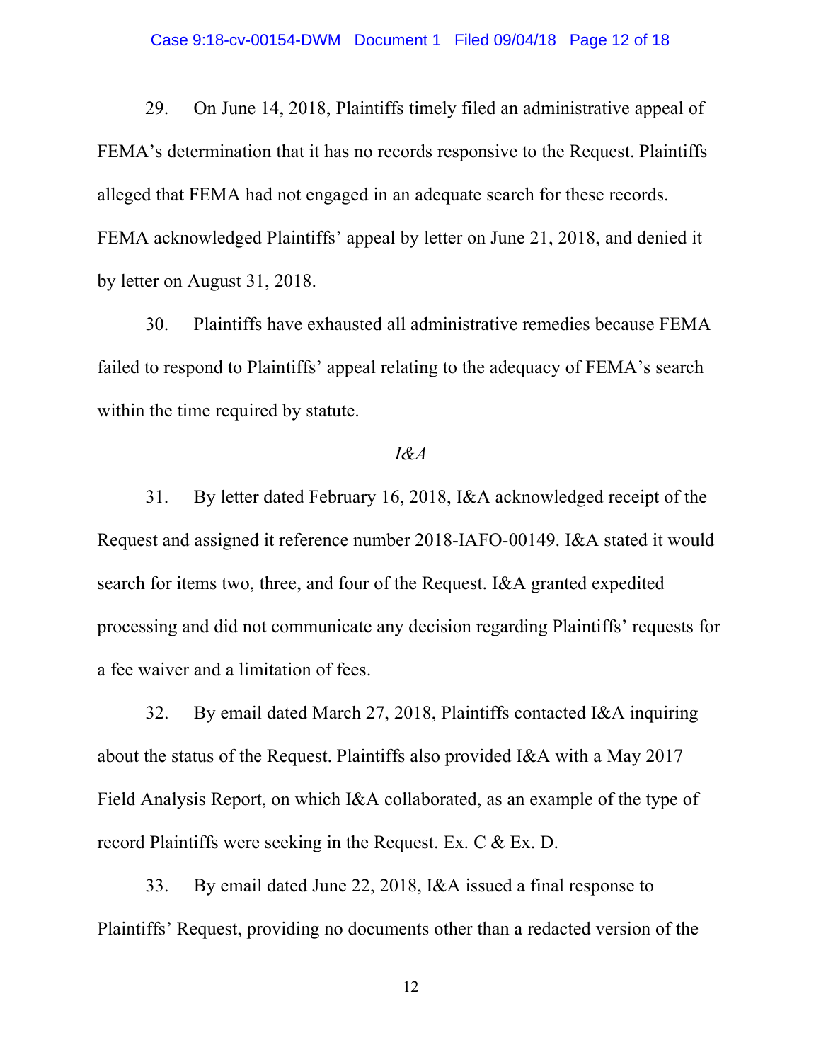29. On June 14, 2018, Plaintiffs timely filed an administrative appeal of FEMA's determination that it has no records responsive to the Request. Plaintiffs alleged that FEMA had not engaged in an adequate search for these records. FEMA acknowledged Plaintiffs' appeal by letter on June 21, 2018, and denied it by letter on August 31, 2018.

30. Plaintiffs have exhausted all administrative remedies because FEMA failed to respond to Plaintiffs' appeal relating to the adequacy of FEMA's search within the time required by statute.

*I&A*

31. By letter dated February 16, 2018, I&A acknowledged receipt of the Request and assigned it reference number 2018-IAFO-00149. I&A stated it would search for items two, three, and four of the Request. I&A granted expedited processing and did not communicate any decision regarding Plaintiffs' requests for a fee waiver and a limitation of fees.

32. By email dated March 27, 2018, Plaintiffs contacted I&A inquiring about the status of the Request. Plaintiffs also provided I&A with a May 2017 Field Analysis Report, on which I&A collaborated, as an example of the type of record Plaintiffs were seeking in the Request. Ex. C & Ex. D.

33. By email dated June 22, 2018, I&A issued a final response to Plaintiffs' Request, providing no documents other than a redacted version of the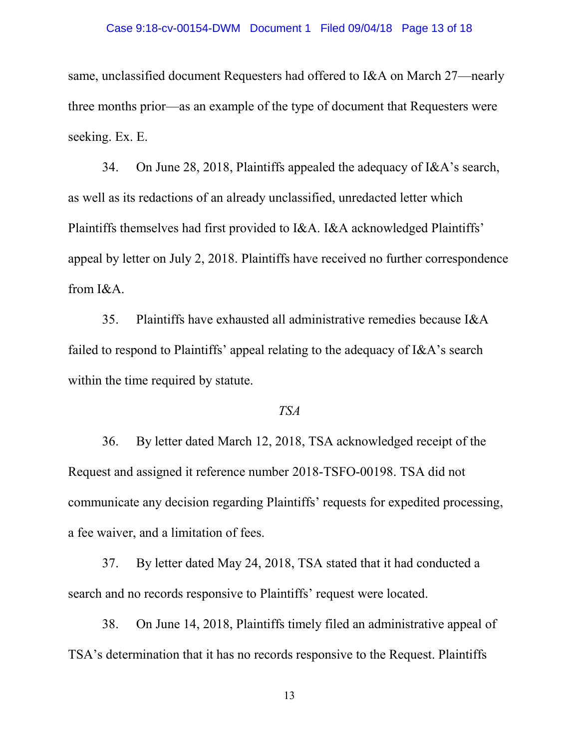same, unclassified document Requesters had offered to I&A on March 27—nearly three months prior—as an example of the type of document that Requesters were seeking. Ex. E.

34. On June 28, 2018, Plaintiffs appealed the adequacy of I&A's search, as well as its redactions of an already unclassified, unredacted letter which Plaintiffs themselves had first provided to I&A. I&A acknowledged Plaintiffs' appeal by letter on July 2, 2018. Plaintiffs have received no further correspondence from I&A.

35. Plaintiffs have exhausted all administrative remedies because I&A failed to respond to Plaintiffs' appeal relating to the adequacy of I&A's search within the time required by statute.

*TSA*

36. By letter dated March 12, 2018, TSA acknowledged receipt of the Request and assigned it reference number 2018-TSFO-00198. TSA did not communicate any decision regarding Plaintiffs' requests for expedited processing, a fee waiver, and a limitation of fees.

37. By letter dated May 24, 2018, TSA stated that it had conducted a search and no records responsive to Plaintiffs' request were located.

38. On June 14, 2018, Plaintiffs timely filed an administrative appeal of TSA's determination that it has no records responsive to the Request. Plaintiffs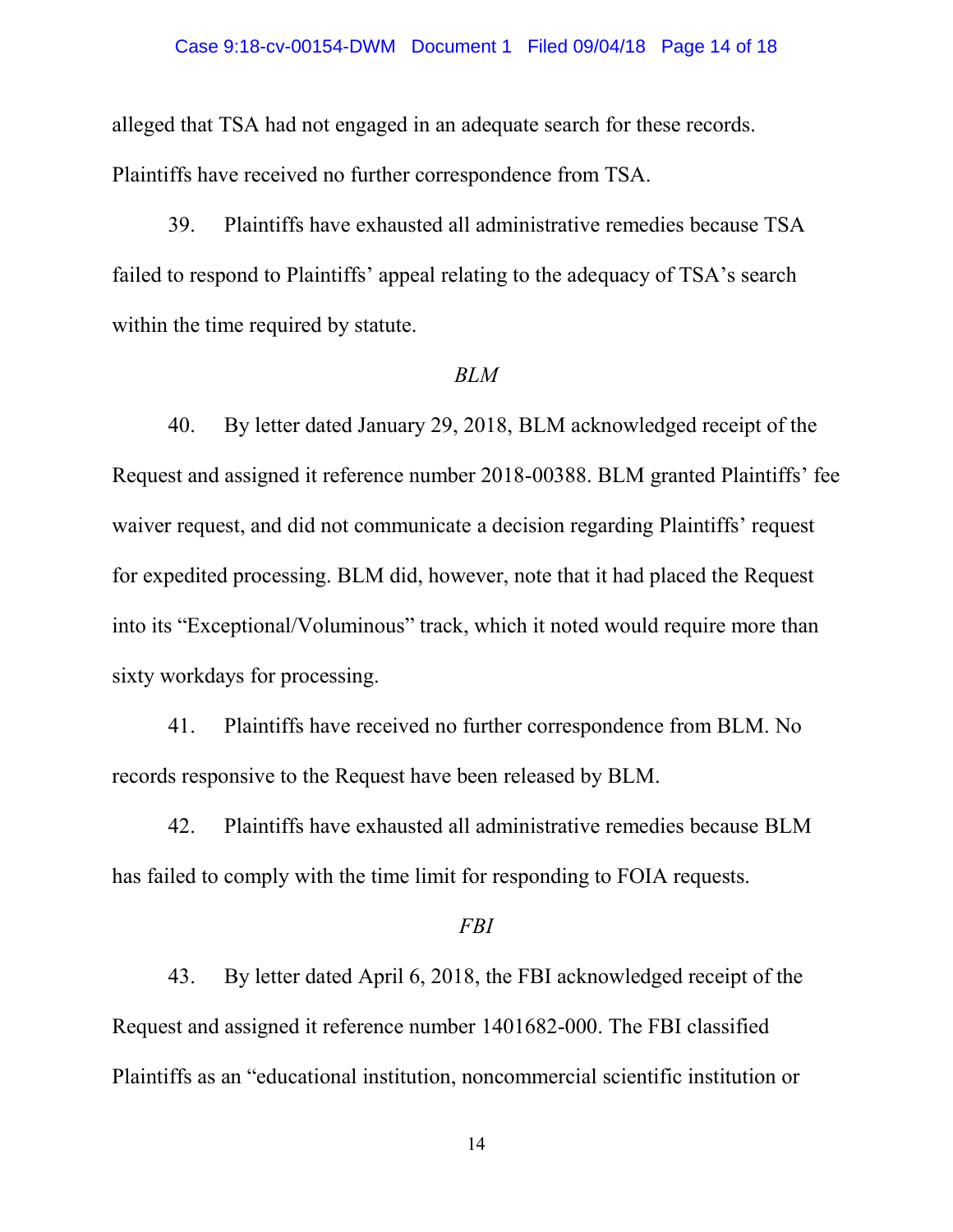alleged that TSA had not engaged in an adequate search for these records. Plaintiffs have received no further correspondence from TSA.

39. Plaintiffs have exhausted all administrative remedies because TSA failed to respond to Plaintiffs' appeal relating to the adequacy of TSA's search within the time required by statute.

*BLM*

40. By letter dated January 29, 2018, BLM acknowledged receipt of the Request and assigned it reference number 2018-00388. BLM granted Plaintiffs' fee waiver request, and did not communicate a decision regarding Plaintiffs' request for expedited processing. BLM did, however, note that it had placed the Request into its "Exceptional/Voluminous" track, which it noted would require more than sixty workdays for processing.

41. Plaintiffs have received no further correspondence from BLM. No records responsive to the Request have been released by BLM.

42. Plaintiffs have exhausted all administrative remedies because BLM has failed to comply with the time limit for responding to FOIA requests.

*FBI*

43. By letter dated April 6, 2018, the FBI acknowledged receipt of the Request and assigned it reference number 1401682-000. The FBI classified Plaintiffs as an "educational institution, noncommercial scientific institution or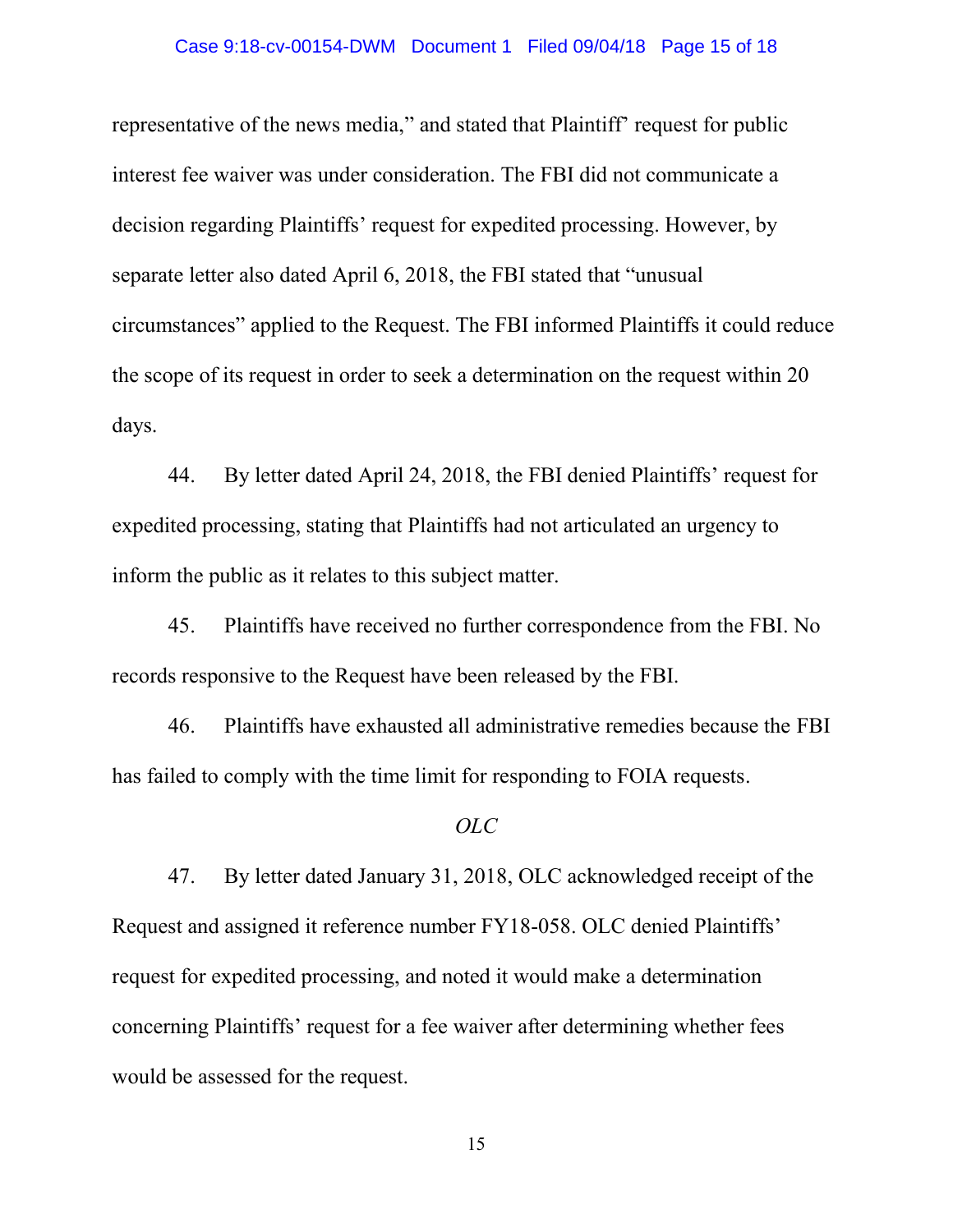representative of the news media," and stated that Plaintiff' request for public interest fee waiver was under consideration. The FBI did not communicate a decision regarding Plaintiffs' request for expedited processing. However, by separate letter also dated April 6, 2018, the FBI stated that "unusual circumstances" applied to the Request. The FBI informed Plaintiffs it could reduce the scope of its request in order to seek a determination on the request within 20 days.

44. By letter dated April 24, 2018, the FBI denied Plaintiffs' request for expedited processing, stating that Plaintiffs had not articulated an urgency to inform the public as it relates to this subject matter.

45. Plaintiffs have received no further correspondence from the FBI. No records responsive to the Request have been released by the FBI.

46. Plaintiffs have exhausted all administrative remedies because the FBI has failed to comply with the time limit for responding to FOIA requests.

*OLC*

47. By letter dated January 31, 2018, OLC acknowledged receipt of the Request and assigned it reference number FY18-058. OLC denied Plaintiffs' request for expedited processing, and noted it would make a determination concerning Plaintiffs' request for a fee waiver after determining whether fees would be assessed for the request.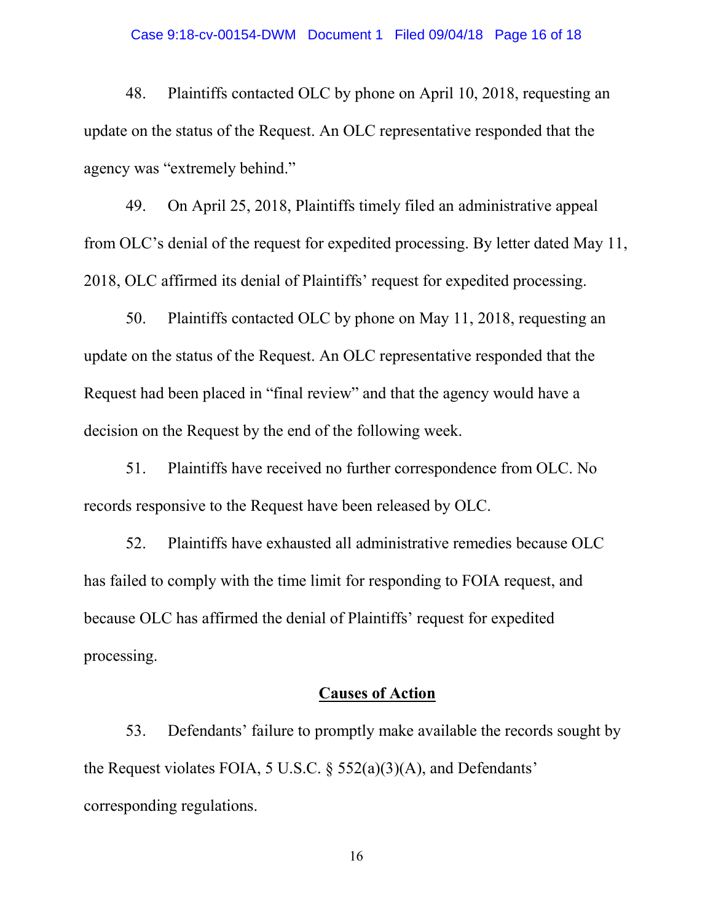48. Plaintiffs contacted OLC by phone on April 10, 2018, requesting an update on the status of the Request. An OLC representative responded that the agency was "extremely behind."

49. On April 25, 2018, Plaintiffs timely filed an administrative appeal from OLC's denial of the request for expedited processing. By letter dated May 11, 2018, OLC affirmed its denial of Plaintiffs' request for expedited processing.

50. Plaintiffs contacted OLC by phone on May 11, 2018, requesting an update on the status of the Request. An OLC representative responded that the Request had been placed in "final review" and that the agency would have a decision on the Request by the end of the following week.

51. Plaintiffs have received no further correspondence from OLC. No records responsive to the Request have been released by OLC.

52. Plaintiffs have exhausted all administrative remedies because OLC has failed to comply with the time limit for responding to FOIA request, and because OLC has affirmed the denial of Plaintiffs' request for expedited processing.

## Causes of Action

53. Defendants' failure to promptly make available the records sought by the Request violates FOIA, 5 U.S.C. § 552(a)(3)(A), and Defendants' corresponding regulations.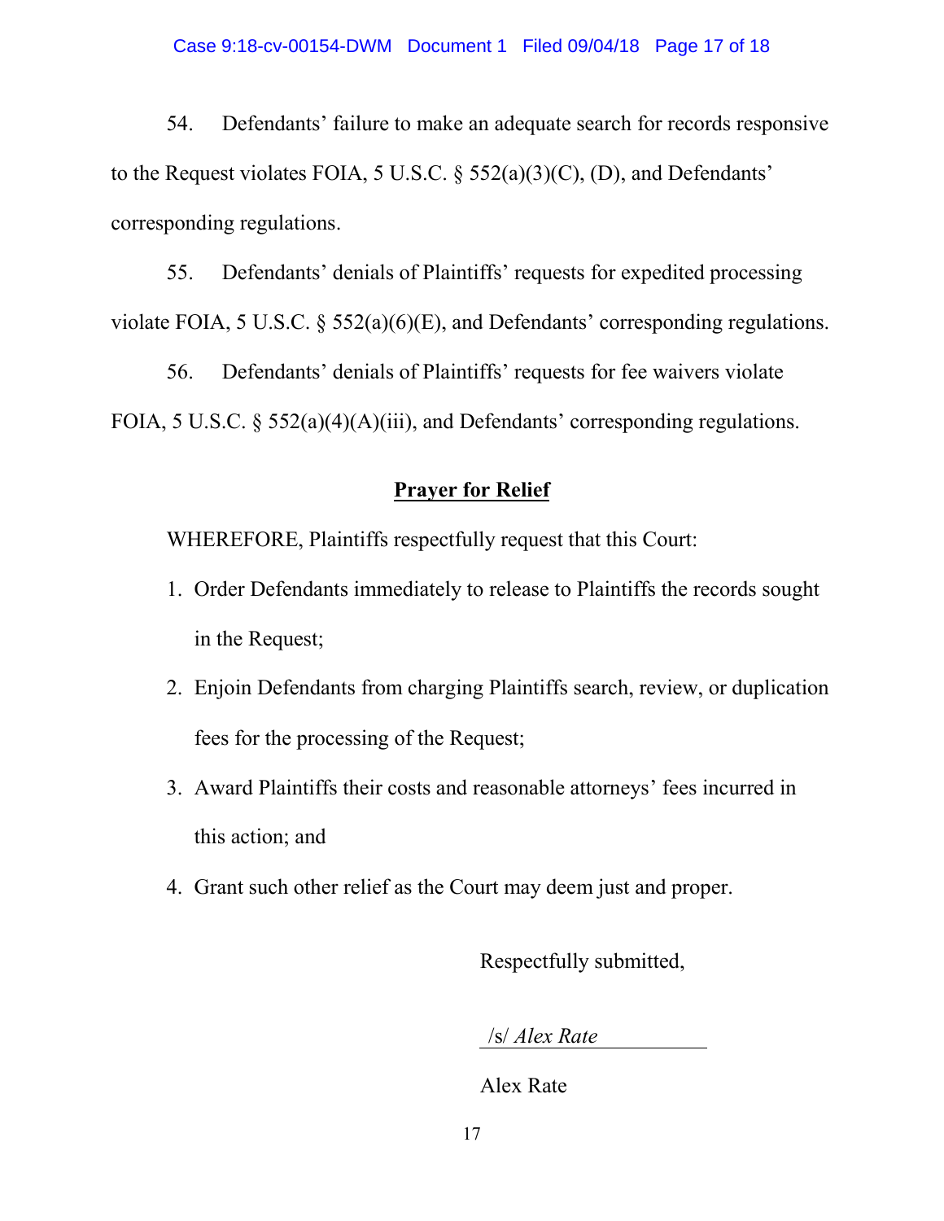54. Defendants' failure to make an adequate search for records responsive to the Request violates FOIA, 5 U.S.C. § 552(a)(3)(C), (D), and Defendants' corresponding regulations.

55. Defendants' denials of Plaintiffs' requests for expedited processing violate FOIA, 5 U.S.C. § 552(a)(6)(E), and Defendants' corresponding regulations.

56. Defendants' denials of Plaintiffs' requests for fee waivers violate FOIA, 5 U.S.C. § 552(a)(4)(A)(iii), and Defendants' corresponding regulations.

## **Prayer for Relief**

WHEREFORE, Plaintiffs respectfully request that this Court:

1. Order Defendants immediately to release to Plaintiffs the records sought in the Request;
2. Enjoin Defendants from charging Plaintiffs search, review, or duplication fees for the processing of the Request;
3. Award Plaintiffs their costs and reasonable attorneys' fees incurred in this action; and
4. Grant such other relief as the Court may deem just and proper.

Respectfully submitted,

/s/ *Alex Rate*

Alex Rate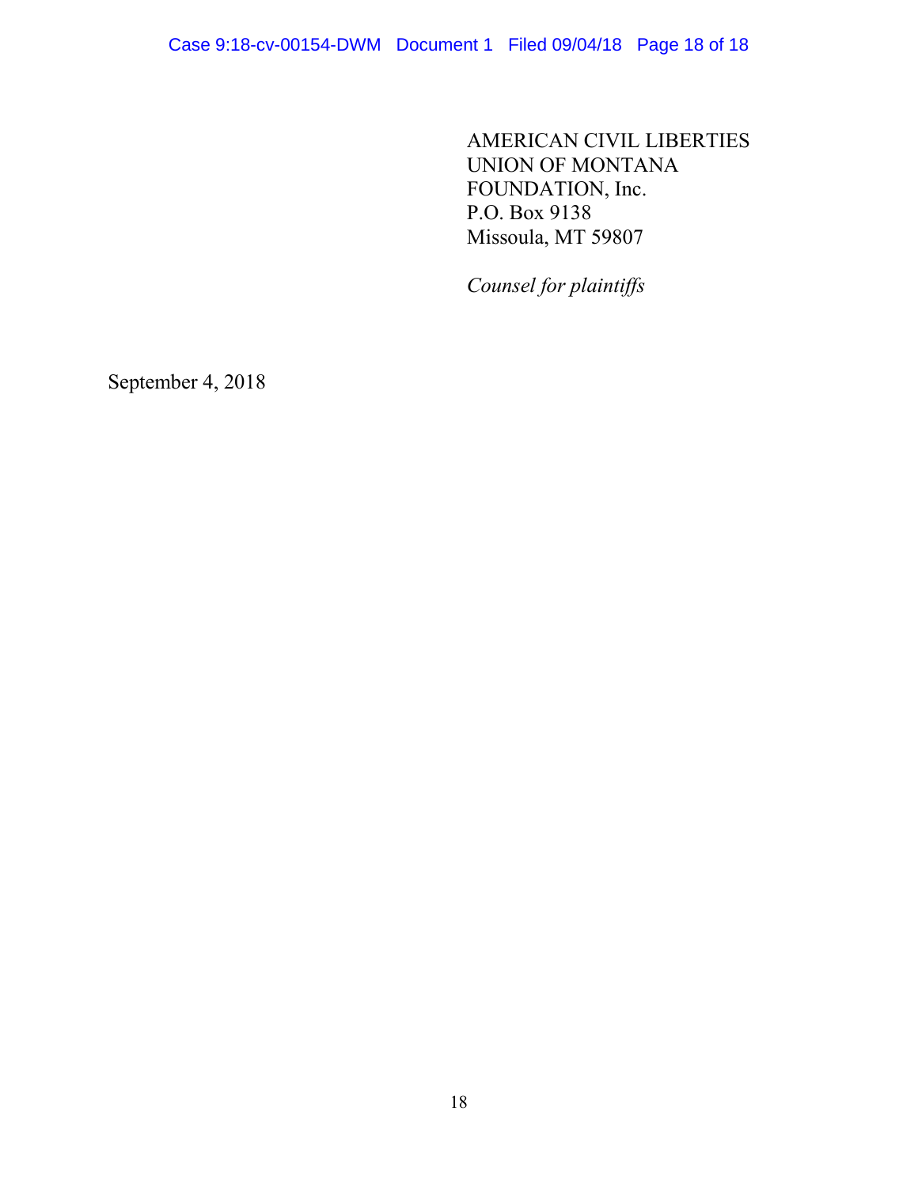AMERICAN CIVIL LIBERTIES
UNION OF MONTANA
FOUNDATION, Inc.
P.O. Box 9138
Missoula, MT 59807

*Counsel for plaintiffs*

September 4, 2018